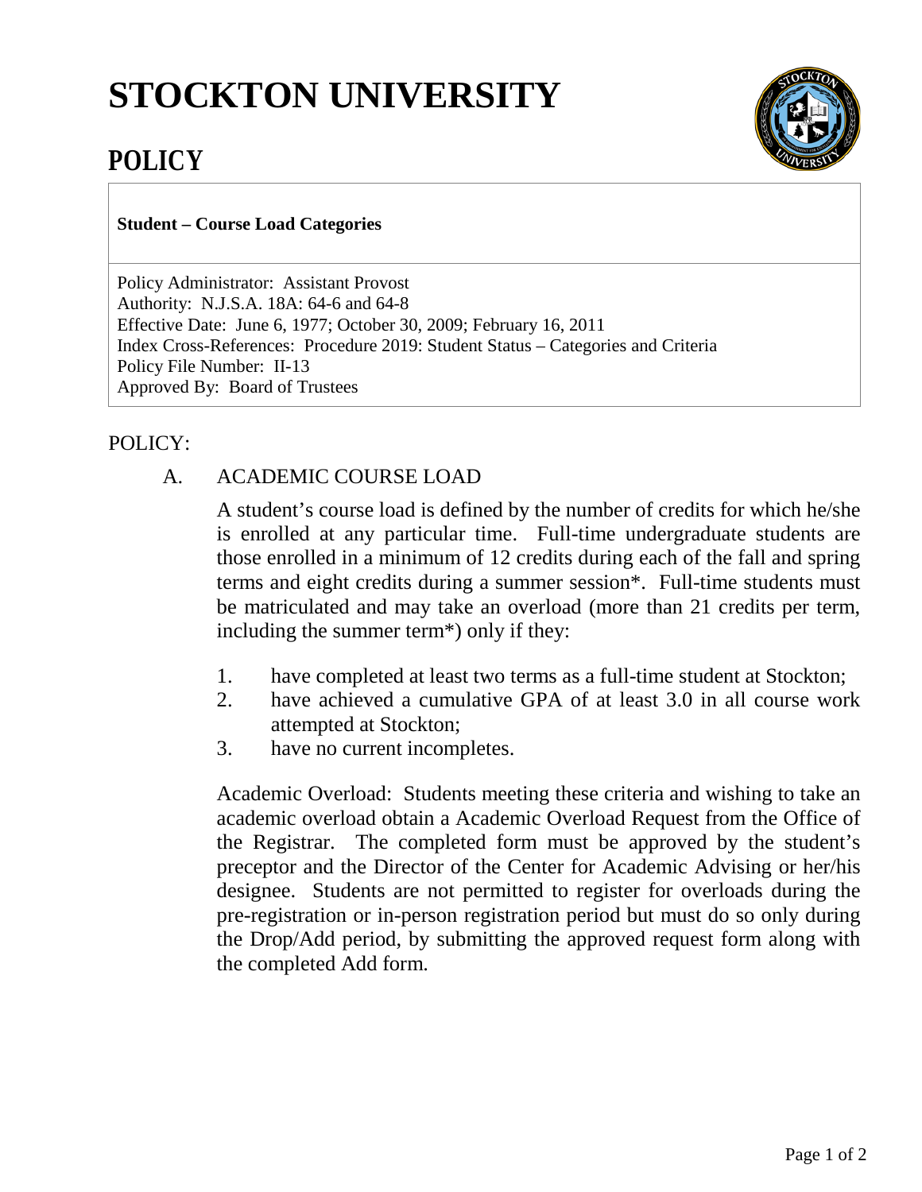# STOCKTON UNIVERSITY

## POLICY

**Student – Course Load Categories**

Policy Administrator: Assistant Provost
Authority: N.J.S.A. 18A: 64-6 and 64-8
Effective Date: June 6, 1977; October 30, 2009; February 16, 2011
Index Cross-References: Procedure 2019: Student Status – Categories and Criteria
Policy File Number: II-13
Approved By: Board of Trustees

POLICY:

A. ACADEMIC COURSE LOAD

A student's course load is defined by the number of credits for which he/she is enrolled at any particular time. Full-time undergraduate students are those enrolled in a minimum of 12 credits during each of the fall and spring terms and eight credits during a summer session*. Full-time students must be matriculated and may take an overload (more than 21 credits per term, including the summer term*) only if they:

1. have completed at least two terms as a full-time student at Stockton;
2. have achieved a cumulative GPA of at least 3.0 in all course work attempted at Stockton;
3. have no current incompletes.

Academic Overload: Students meeting these criteria and wishing to take an academic overload obtain a Academic Overload Request from the Office of the Registrar. The completed form must be approved by the student's preceptor and the Director of the Center for Academic Advising or her/his designee. Students are not permitted to register for overloads during the pre-registration or in-person registration period but must do so only during the Drop/Add period, by submitting the approved request form along with the completed Add form.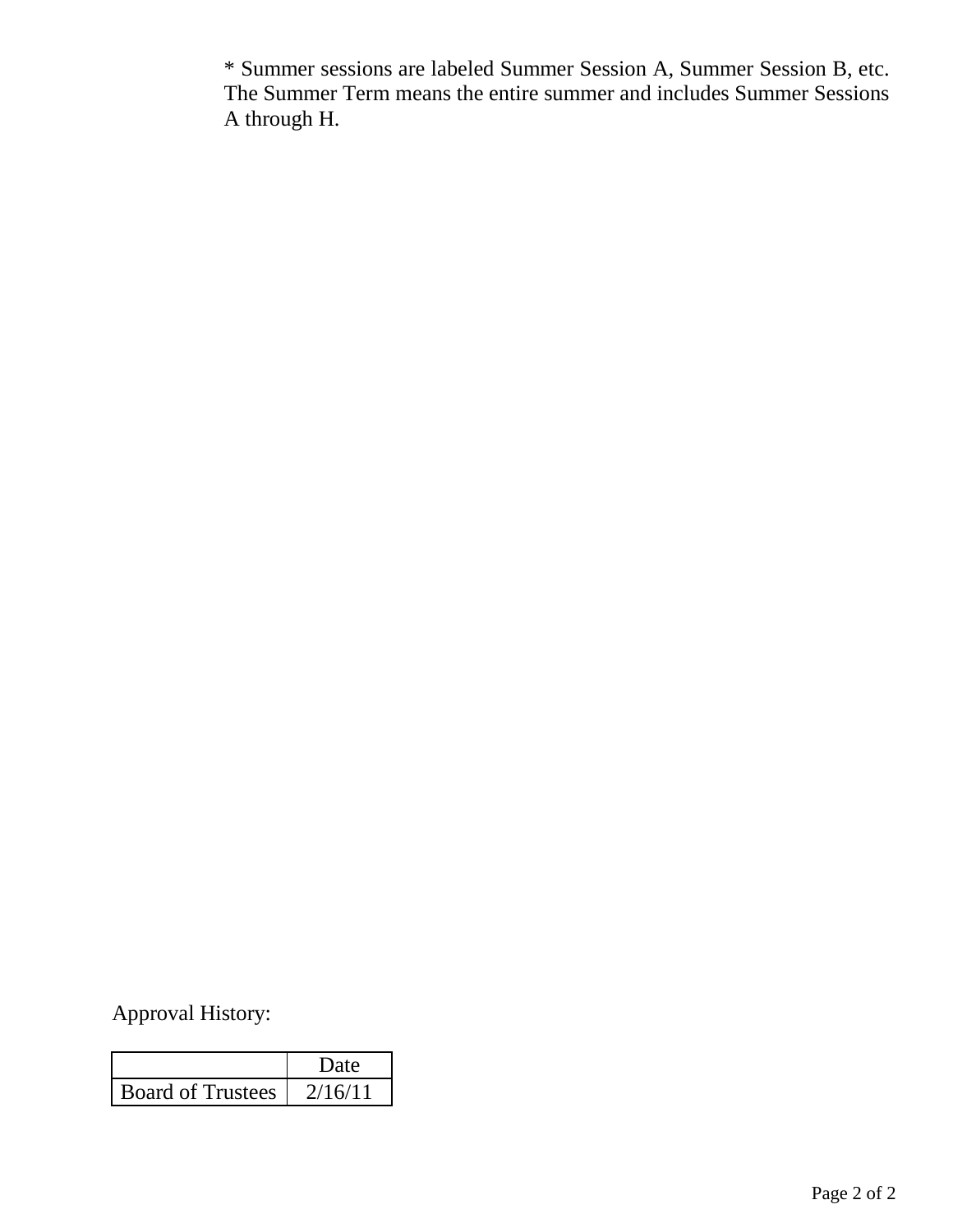* Summer sessions are labeled Summer Session A, Summer Session B, etc. The Summer Term means the entire summer and includes Summer Sessions A through H.

Approval History:

| | Date |
|---|---|
| Board of Trustees | 2/16/11 |